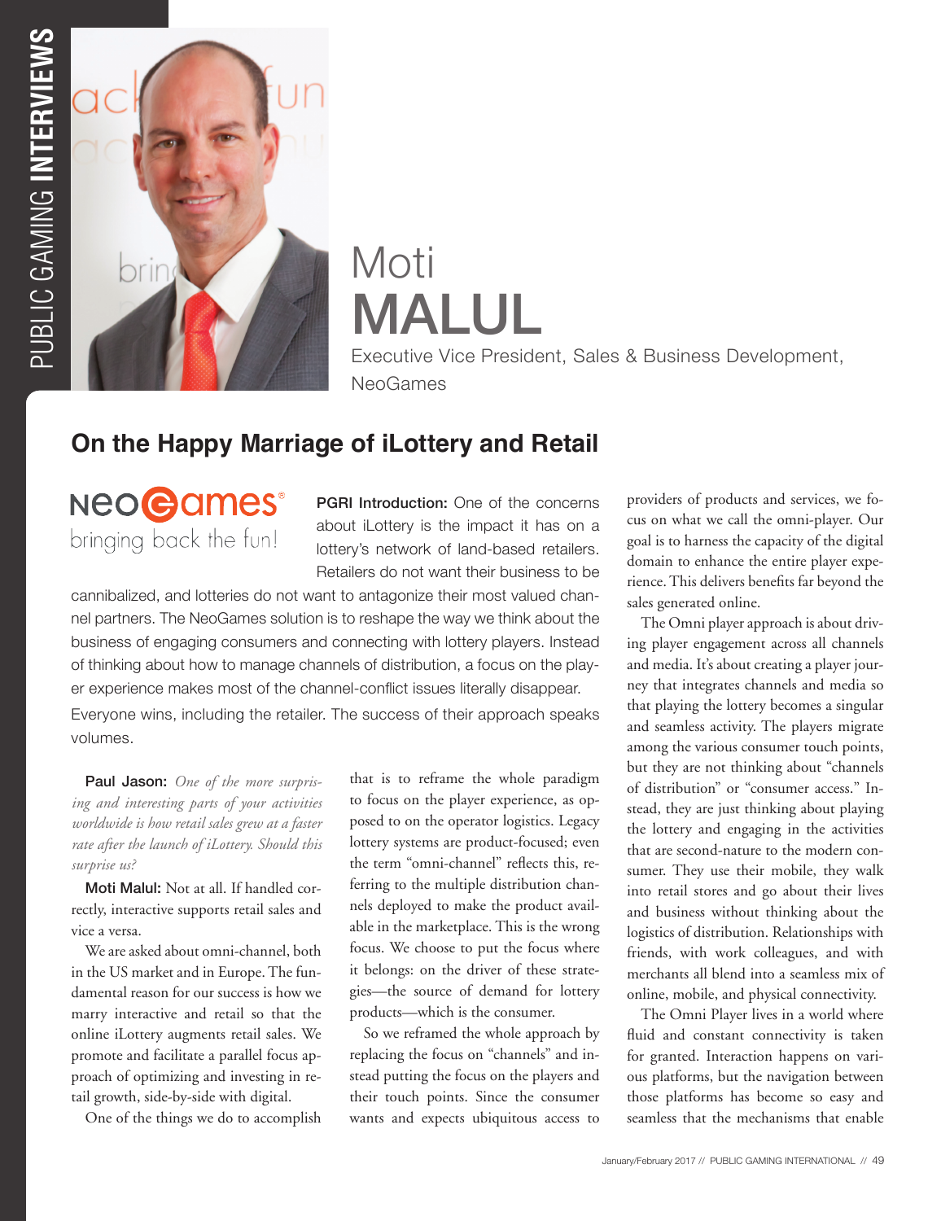# Moti MALUL

Executive Vice President, Sales & Business Development, NeoGames

## On the Happy Marriage of iLottery and Retail

**PGRI Introduction:** One of the concerns about iLottery is the impact it has on a lottery's network of land-based retailers. Retailers do not want their business to be cannibalized, and lotteries do not want to antagonize their most valued channel partners. The NeoGames solution is to reshape the way we think about the business of engaging consumers and connecting with lottery players. Instead of thinking about how to manage channels of distribution, a focus on the player experience makes most of the channel-conflict issues literally disappear. Everyone wins, including the retailer. The success of their approach speaks volumes.

**Paul Jason:** *One of the more surprising and interesting parts of your activities worldwide is how retail sales grew at a faster rate after the launch of iLottery. Should this surprise us?*

**Moti Malul:** Not at all. If handled correctly, interactive supports retail sales and vice a versa.

We are asked about omni-channel, both in the US market and in Europe. The fundamental reason for our success is how we marry interactive and retail so that the online iLottery augments retail sales. We promote and facilitate a parallel focus approach of optimizing and investing in retail growth, side-by-side with digital.

One of the things we do to accomplish that is to reframe the whole paradigm to focus on the player experience, as opposed to on the operator logistics. Legacy lottery systems are product-focused; even the term "omni-channel" reflects this, referring to the multiple distribution channels deployed to make the product available in the marketplace. This is the wrong focus. We choose to put the focus where it belongs: on the driver of these strategies—the source of demand for lottery products—which is the consumer.

So we reframed the whole approach by replacing the focus on "channels" and instead putting the focus on the players and their touch points. Since the consumer wants and expects ubiquitous access to providers of products and services, we focus on what we call the omni-player. Our goal is to harness the capacity of the digital domain to enhance the entire player experience. This delivers benefits far beyond the sales generated online.

The Omni player approach is about driving player engagement across all channels and media. It's about creating a player journey that integrates channels and media so that playing the lottery becomes a singular and seamless activity. The players migrate among the various consumer touch points, but they are not thinking about "channels of distribution" or "consumer access." Instead, they are just thinking about playing the lottery and engaging in the activities that are second-nature to the modern consumer. They use their mobile, they walk into retail stores and go about their lives and business without thinking about the logistics of distribution. Relationships with friends, with work colleagues, and with merchants all blend into a seamless mix of online, mobile, and physical connectivity.

The Omni Player lives in a world where fluid and constant connectivity is taken for granted. Interaction happens on various platforms, but the navigation between those platforms has become so easy and seamless that the mechanisms that enable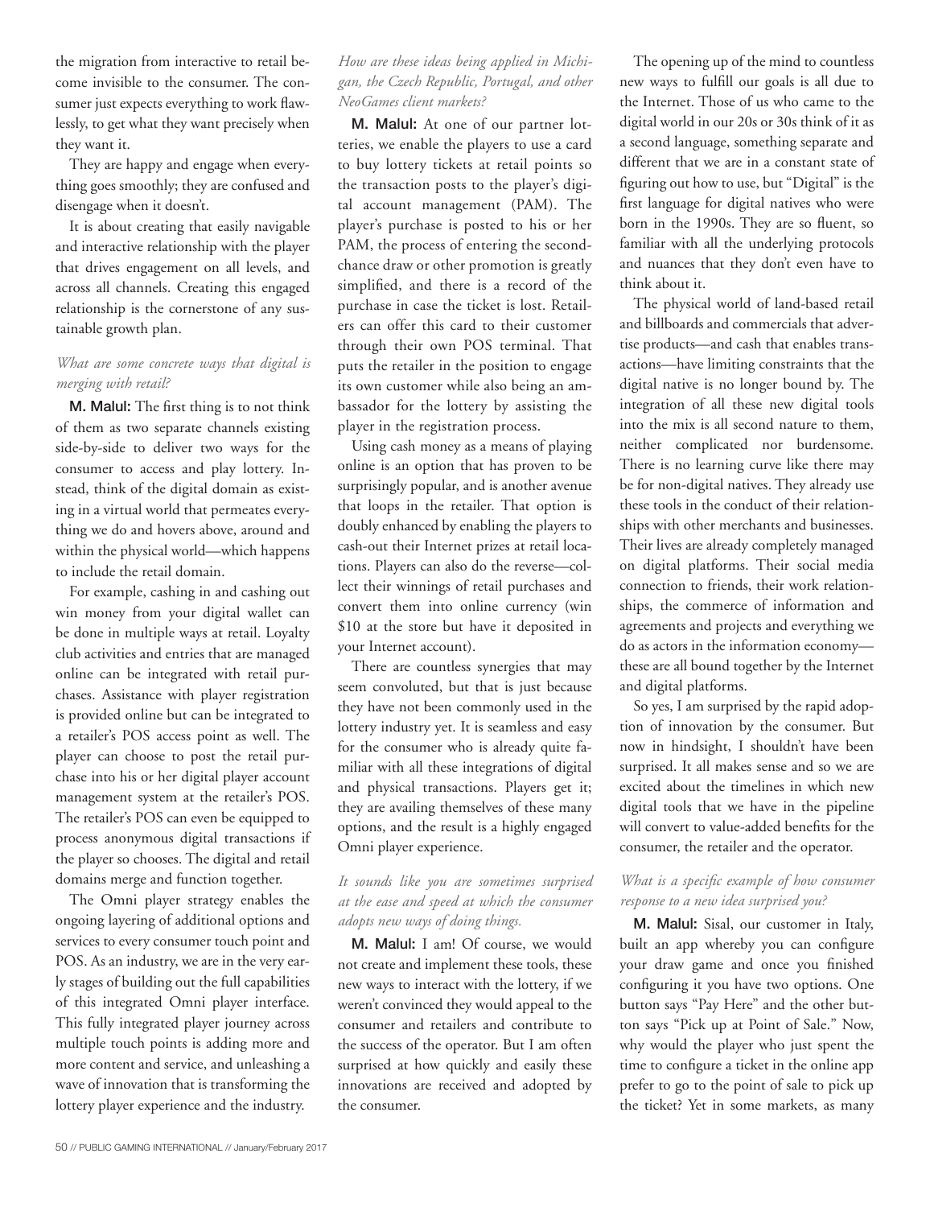the migration from interactive to retail become invisible to the consumer. The consumer just expects everything to work flawlessly, to get what they want precisely when they want it.

They are happy and engage when everything goes smoothly; they are confused and disengage when it doesn't.

It is about creating that easily navigable and interactive relationship with the player that drives engagement on all levels, and across all channels. Creating this engaged relationship is the cornerstone of any sustainable growth plan.

*What are some concrete ways that digital is merging with retail?*

**M. Malul:** The first thing is to not think of them as two separate channels existing side-by-side to deliver two ways for the consumer to access and play lottery. Instead, think of the digital domain as existing in a virtual world that permeates everything we do and hovers above, around and within the physical world—which happens to include the retail domain.

For example, cashing in and cashing out win money from your digital wallet can be done in multiple ways at retail. Loyalty club activities and entries that are managed online can be integrated with retail purchases. Assistance with player registration is provided online but can be integrated to a retailer's POS access point as well. The player can choose to post the retail purchase into his or her digital player account management system at the retailer's POS. The retailer's POS can even be equipped to process anonymous digital transactions if the player so chooses. The digital and retail domains merge and function together.

The Omni player strategy enables the ongoing layering of additional options and services to every consumer touch point and POS. As an industry, we are in the very early stages of building out the full capabilities of this integrated Omni player interface. This fully integrated player journey across multiple touch points is adding more and more content and service, and unleashing a wave of innovation that is transforming the lottery player experience and the industry.

*How are these ideas being applied in Michigan, the Czech Republic, Portugal, and other NeoGames client markets?*

**M. Malul:** At one of our partner lotteries, we enable the players to use a card to buy lottery tickets at retail points so the transaction posts to the player's digital account management (PAM). The player's purchase is posted to his or her PAM, the process of entering the second-chance draw or other promotion is greatly simplified, and there is a record of the purchase in case the ticket is lost. Retailers can offer this card to their customer through their own POS terminal. That puts the retailer in the position to engage its own customer while also being an ambassador for the lottery by assisting the player in the registration process.

Using cash money as a means of playing online is an option that has proven to be surprisingly popular, and is another avenue that loops in the retailer. That option is doubly enhanced by enabling the players to cash-out their Internet prizes at retail locations. Players can also do the reverse—collect their winnings of retail purchases and convert them into online currency (win $10 at the store but have it deposited in your Internet account).

There are countless synergies that may seem convoluted, but that is just because they have not been commonly used in the lottery industry yet. It is seamless and easy for the consumer who is already quite familiar with all these integrations of digital and physical transactions. Players get it; they are availing themselves of these many options, and the result is a highly engaged Omni player experience.

*It sounds like you are sometimes surprised at the ease and speed at which the consumer adopts new ways of doing things.*

**M. Malul:** I am! Of course, we would not create and implement these tools, these new ways to interact with the lottery, if we weren't convinced they would appeal to the consumer and retailers and contribute to the success of the operator. But I am often surprised at how quickly and easily these innovations are received and adopted by the consumer.

The opening up of the mind to countless new ways to fulfill our goals is all due to the Internet. Those of us who came to the digital world in our 20s or 30s think of it as a second language, something separate and different that we are in a constant state of figuring out how to use, but "Digital" is the first language for digital natives who were born in the 1990s. They are so fluent, so familiar with all the underlying protocols and nuances that they don't even have to think about it.

The physical world of land-based retail and billboards and commercials that advertise products—and cash that enables transactions—have limiting constraints that the digital native is no longer bound by. The integration of all these new digital tools into the mix is all second nature to them, neither complicated nor burdensome. There is no learning curve like there may be for non-digital natives. They already use these tools in the conduct of their relationships with other merchants and businesses. Their lives are already completely managed on digital platforms. Their social media connection to friends, their work relationships, the commerce of information and agreements and projects and everything we do as actors in the information economy—these are all bound together by the Internet and digital platforms.

So yes, I am surprised by the rapid adoption of innovation by the consumer. But now in hindsight, I shouldn't have been surprised. It all makes sense and so we are excited about the timelines in which new digital tools that we have in the pipeline will convert to value-added benefits for the consumer, the retailer and the operator.

*What is a specific example of how consumer response to a new idea surprised you?*

**M. Malul:** Sisal, our customer in Italy, built an app whereby you can configure your draw game and once you finished configuring it you have two options. One button says "Pay Here" and the other button says "Pick up at Point of Sale." Now, why would the player who just spent the time to configure a ticket in the online app prefer to go to the point of sale to pick up the ticket? Yet in some markets, as many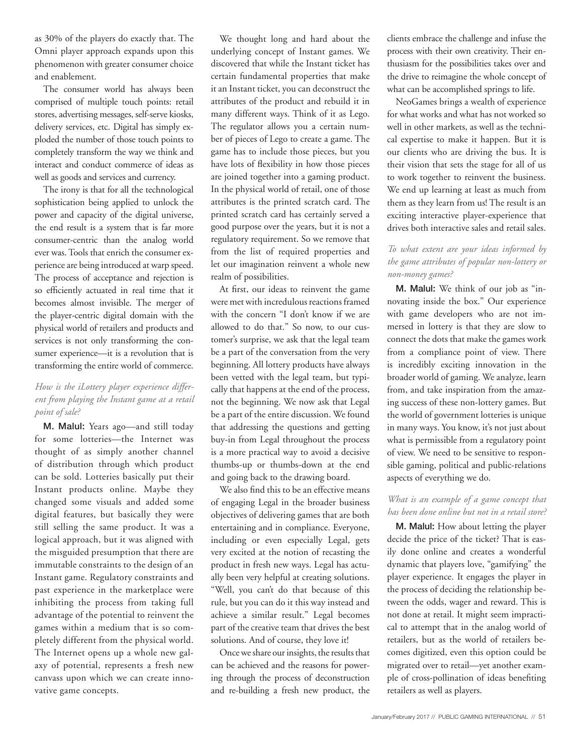as 30% of the players do exactly that. The Omni player approach expands upon this phenomenon with greater consumer choice and enablement.

The consumer world has always been comprised of multiple touch points: retail stores, advertising messages, self-serve kiosks, delivery services, etc. Digital has simply exploded the number of those touch points to completely transform the way we think and interact and conduct commerce of ideas as well as goods and services and currency.

The irony is that for all the technological sophistication being applied to unlock the power and capacity of the digital universe, the end result is a system that is far more consumer-centric than the analog world ever was. Tools that enrich the consumer experience are being introduced at warp speed. The process of acceptance and rejection is so efficiently actuated in real time that it becomes almost invisible. The merger of the player-centric digital domain with the physical world of retailers and products and services is not only transforming the consumer experience—it is a revolution that is transforming the entire world of commerce.

*How is the iLottery player experience different from playing the Instant game at a retail point of sale?*

**M. Malul:** Years ago—and still today for some lotteries—the Internet was thought of as simply another channel of distribution through which product can be sold. Lotteries basically put their Instant products online. Maybe they changed some visuals and added some digital features, but basically they were still selling the same product. It was a logical approach, but it was aligned with the misguided presumption that there are immutable constraints to the design of an Instant game. Regulatory constraints and past experience in the marketplace were inhibiting the process from taking full advantage of the potential to reinvent the games within a medium that is so completely different from the physical world. The Internet opens up a whole new galaxy of potential, represents a fresh new canvass upon which we can create innovative game concepts.

We thought long and hard about the underlying concept of Instant games. We discovered that while the Instant ticket has certain fundamental properties that make it an Instant ticket, you can deconstruct the attributes of the product and rebuild it in many different ways. Think of it as Lego. The regulator allows you a certain number of pieces of Lego to create a game. The game has to include those pieces, but you have lots of flexibility in how those pieces are joined together into a gaming product. In the physical world of retail, one of those attributes is the printed scratch card. The printed scratch card has certainly served a good purpose over the years, but it is not a regulatory requirement. So we remove that from the list of required properties and let our imagination reinvent a whole new realm of possibilities.

At first, our ideas to reinvent the game were met with incredulous reactions framed with the concern "I don't know if we are allowed to do that." So now, to our customer's surprise, we ask that the legal team be a part of the conversation from the very beginning. All lottery products have always been vetted with the legal team, but typically that happens at the end of the process, not the beginning. We now ask that Legal be a part of the entire discussion. We found that addressing the questions and getting buy-in from Legal throughout the process is a more practical way to avoid a decisive thumbs-up or thumbs-down at the end and going back to the drawing board.

We also find this to be an effective means of engaging Legal in the broader business objectives of delivering games that are both entertaining and in compliance. Everyone, including or even especially Legal, gets very excited at the notion of recasting the product in fresh new ways. Legal has actually been very helpful at creating solutions. "Well, you can't do that because of this rule, but you can do it this way instead and achieve a similar result." Legal becomes part of the creative team that drives the best solutions. And of course, they love it!

Once we share our insights, the results that can be achieved and the reasons for powering through the process of deconstruction and re-building a fresh new product, the clients embrace the challenge and infuse the process with their own creativity. Their enthusiasm for the possibilities takes over and the drive to reimagine the whole concept of what can be accomplished springs to life.

NeoGames brings a wealth of experience for what works and what has not worked so well in other markets, as well as the technical expertise to make it happen. But it is our clients who are driving the bus. It is their vision that sets the stage for all of us to work together to reinvent the business. We end up learning at least as much from them as they learn from us! The result is an exciting interactive player-experience that drives both interactive sales and retail sales.

*To what extent are your ideas informed by the game attributes of popular non-lottery or non-money games?*

**M. Malul:** We think of our job as "innovating inside the box." Our experience with game developers who are not immersed in lottery is that they are slow to connect the dots that make the games work from a compliance point of view. There is incredibly exciting innovation in the broader world of gaming. We analyze, learn from, and take inspiration from the amazing success of these non-lottery games. But the world of government lotteries is unique in many ways. You know, it's not just about what is permissible from a regulatory point of view. We need to be sensitive to responsible gaming, political and public-relations aspects of everything we do.

*What is an example of a game concept that has been done online but not in a retail store?*

**M. Malul:** How about letting the player decide the price of the ticket? That is easily done online and creates a wonderful dynamic that players love, "gamifying" the player experience. It engages the player in the process of deciding the relationship between the odds, wager and reward. This is not done at retail. It might seem impractical to attempt that in the analog world of retailers, but as the world of retailers becomes digitized, even this option could be migrated over to retail—yet another example of cross-pollination of ideas benefiting retailers as well as players.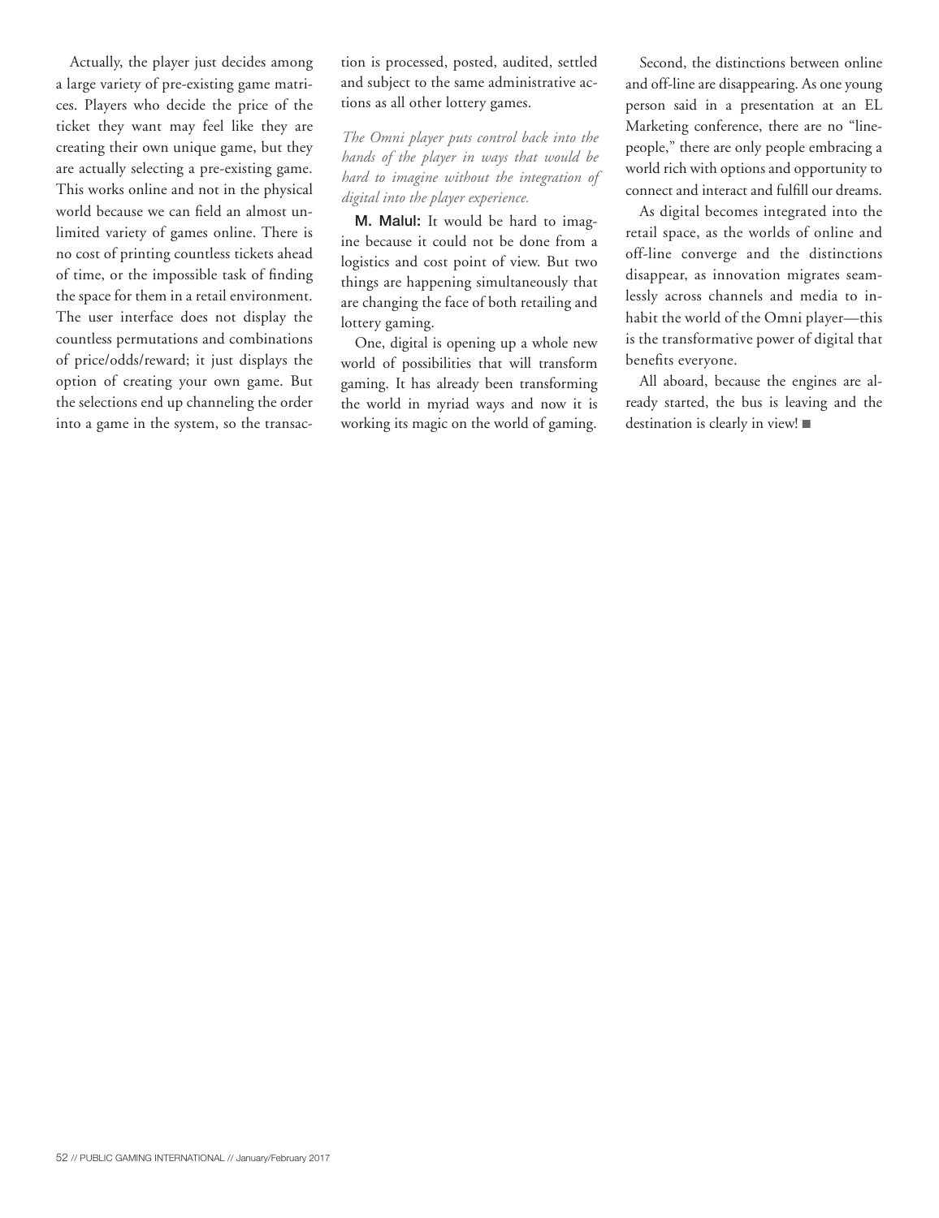Actually, the player just decides among a large variety of pre-existing game matrices. Players who decide the price of the ticket they want may feel like they are creating their own unique game, but they are actually selecting a pre-existing game. This works online and not in the physical world because we can field an almost unlimited variety of games online. There is no cost of printing countless tickets ahead of time, or the impossible task of finding the space for them in a retail environment. The user interface does not display the countless permutations and combinations of price/odds/reward; it just displays the option of creating your own game. But the selections end up channeling the order into a game in the system, so the transaction is processed, posted, audited, settled and subject to the same administrative actions as all other lottery games.

*The Omni player puts control back into the hands of the player in ways that would be hard to imagine without the integration of digital into the player experience.*

**M. Malul:** It would be hard to imagine because it could not be done from a logistics and cost point of view. But two things are happening simultaneously that are changing the face of both retailing and lottery gaming.

One, digital is opening up a whole new world of possibilities that will transform gaming. It has already been transforming the world in myriad ways and now it is working its magic on the world of gaming.

Second, the distinctions between online and off-line are disappearing. As one young person said in a presentation at an EL Marketing conference, there are no "line-people," there are only people embracing a world rich with options and opportunity to connect and interact and fulfill our dreams.

As digital becomes integrated into the retail space, as the worlds of online and off-line converge and the distinctions disappear, as innovation migrates seamlessly across channels and media to inhabit the world of the Omni player—this is the transformative power of digital that benefits everyone.

All aboard, because the engines are already started, the bus is leaving and the destination is clearly in view! ■